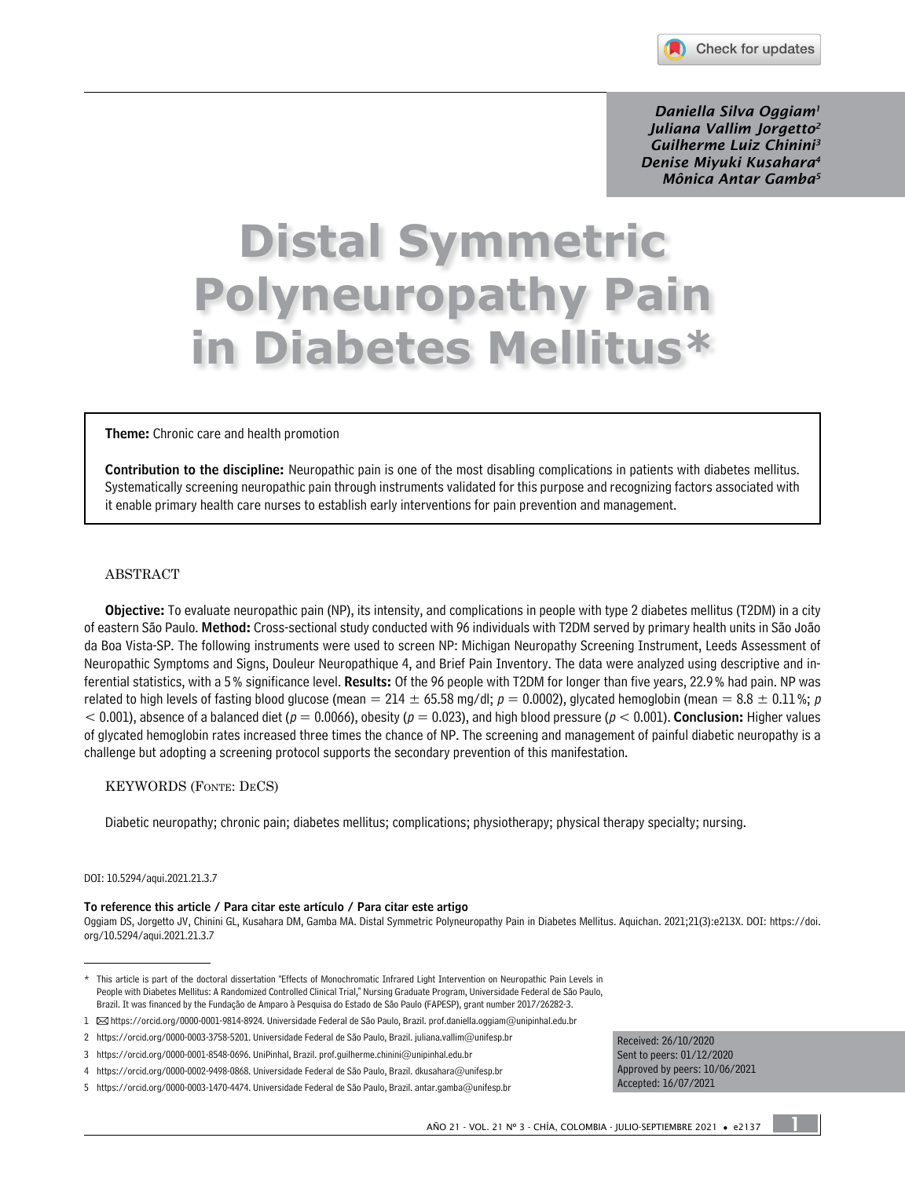*Daniella Silva Oggiam*[1]
*Juliana Vallim Jorgetto*[2]
*Guilherme Luiz Chinini*[3]
*Denise Miyuki Kusahara*[4]
*Mônica Antar Gamba*[5]

# Distal Symmetric Polyneuropathy Pain in Diabetes Mellitus*

**Theme:** Chronic care and health promotion

**Contribution to the discipline:** Neuropathic pain is one of the most disabling complications in patients with diabetes mellitus. Systematically screening neuropathic pain through instruments validated for this purpose and recognizing factors associated with it enable primary health care nurses to establish early interventions for pain prevention and management.

## ABSTRACT

**Objective:** To evaluate neuropathic pain (NP), its intensity, and complications in people with type 2 diabetes mellitus (T2DM) in a city of eastern São Paulo. **Method:** Cross-sectional study conducted with 96 individuals with T2DM served by primary health units in São João da Boa Vista-SP. The following instruments were used to screen NP: Michigan Neuropathy Screening Instrument, Leeds Assessment of Neuropathic Symptoms and Signs, Douleur Neuropathique 4, and Brief Pain Inventory. The data were analyzed using descriptive and inferential statistics, with a 5 % significance level. **Results:** Of the 96 people with T2DM for longer than five years, 22.9 % had pain. NP was related to high levels of fasting blood glucose (mean $= 214 \pm 65.58$ mg/dl; $p = 0.0002$), glycated hemoglobin (mean $= 8.8 \pm 0.11$ %; $p < 0.001$), absence of a balanced diet ($p = 0.0066$), obesity ($p = 0.023$), and high blood pressure ($p < 0.001$). **Conclusion:** Higher values of glycated hemoglobin rates increased three times the chance of NP. The screening and management of painful diabetic neuropathy is a challenge but adopting a screening protocol supports the secondary prevention of this manifestation.

## KEYWORDS (Fonte: DeCS)

Diabetic neuropathy; chronic pain; diabetes mellitus; complications; physiotherapy; physical therapy specialty; nursing.

DOI: 10.5294/aqui.2021.21.3.7

**To reference this article / Para citar este artículo / Para citar este artigo**
Oggiam DS, Jorgetto JV, Chinini GL, Kusahara DM, Gamba MA. Distal Symmetric Polyneuropathy Pain in Diabetes Mellitus. Aquichan. 2021;21(3):e213X. DOI: https://doi.org/10.5294/aqui.2021.21.3.7

\* This article is part of the doctoral dissertation "Effects of Monochromatic Infrared Light Intervention on Neuropathic Pain Levels in People with Diabetes Mellitus: A Randomized Controlled Clinical Trial," Nursing Graduate Program, Universidade Federal de São Paulo, Brazil. It was financed by the Fundação de Amparo à Pesquisa do Estado de São Paulo (FAPESP), grant number 2017/26282-3.

1 ✉ https://orcid.org/0000-0001-9814-8924. Universidade Federal de São Paulo, Brazil. prof.daniella.oggiam@unipinhal.edu.br

2 https://orcid.org/0000-0003-3758-5201. Universidade Federal de São Paulo, Brazil. juliana.vallim@unifesp.br

3 https://orcid.org/0000-0001-8548-0696. UniPinhal, Brazil. prof.guilherme.chinini@unipinhal.edu.br

4 https://orcid.org/0000-0002-9498-0868. Universidade Federal de São Paulo, Brazil. dkusahara@unifesp.br

5 https://orcid.org/0000-0003-1470-4474. Universidade Federal de São Paulo, Brazil. antar.gamba@unifesp.br

Received: 26/10/2020
Sent to peers: 01/12/2020
Approved by peers: 10/06/2021
Accepted: 16/07/2021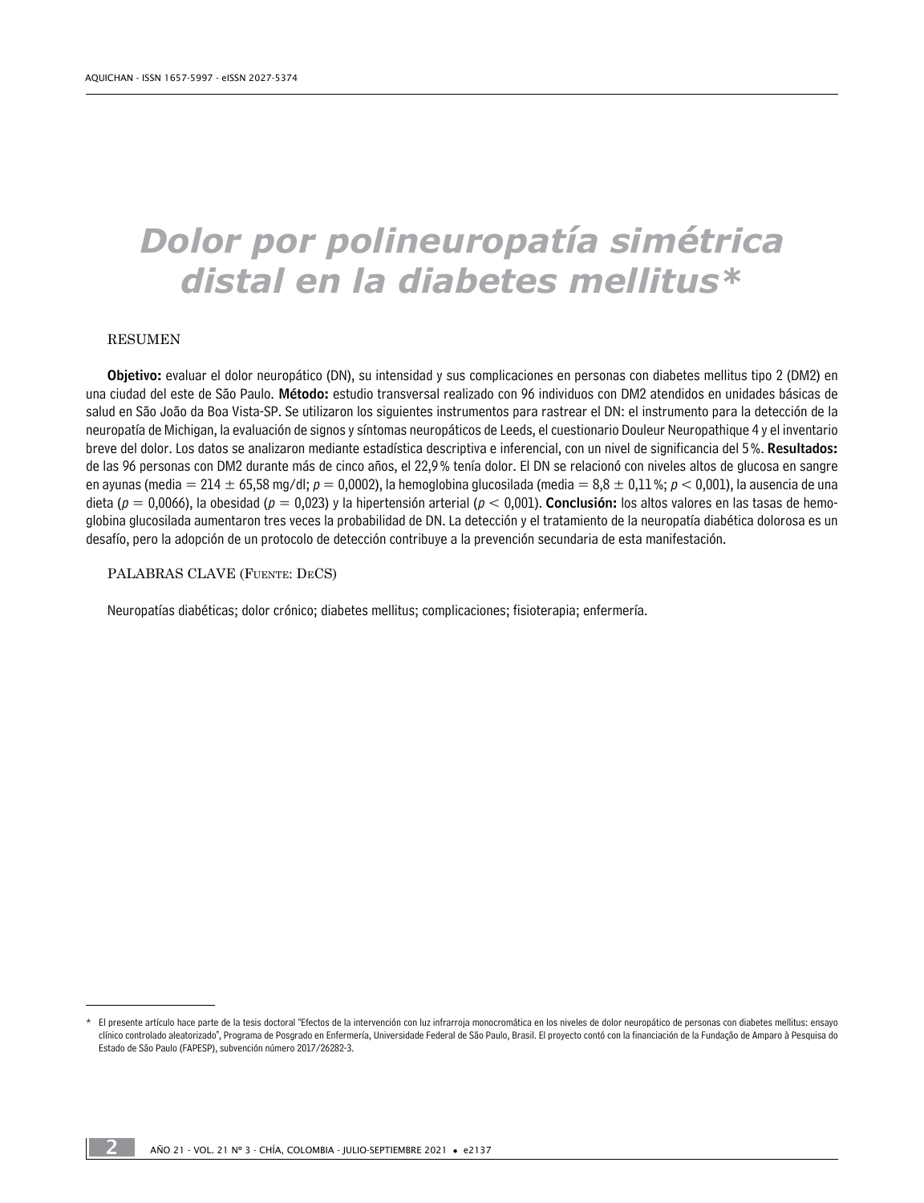# Dolor por polineuropatía simétrica distal en la diabetes mellitus*

## RESUMEN

**Objetivo:** evaluar el dolor neuropático (DN), su intensidad y sus complicaciones en personas con diabetes mellitus tipo 2 (DM2) en una ciudad del este de São Paulo. **Método:** estudio transversal realizado con 96 individuos con DM2 atendidos en unidades básicas de salud en São João da Boa Vista-SP. Se utilizaron los siguientes instrumentos para rastrear el DN: el instrumento para la detección de la neuropatía de Michigan, la evaluación de signos y síntomas neuropáticos de Leeds, el cuestionario Douleur Neuropathique 4 y el inventario breve del dolor. Los datos se analizaron mediante estadística descriptiva e inferencial, con un nivel de significancia del 5 %. **Resultados:** de las 96 personas con DM2 durante más de cinco años, el 22,9 % tenía dolor. El DN se relacionó con niveles altos de glucosa en sangre en ayunas (media $= 214 \pm 65{,}58$ mg/dl; $p = 0{,}0002$), la hemoglobina glucosilada (media $= 8{,}8 \pm 0{,}11$ %; $p < 0{,}001$), la ausencia de una dieta ($p = 0{,}0066$), la obesidad ($p = 0{,}023$) y la hipertensión arterial ($p < 0{,}001$). **Conclusión:** los altos valores en las tasas de hemoglobina glucosilada aumentaron tres veces la probabilidad de DN. La detección y el tratamiento de la neuropatía diabética dolorosa es un desafío, pero la adopción de un protocolo de detección contribuye a la prevención secundaria de esta manifestación.

## PALABRAS CLAVE (Fuente: DeCS)

Neuropatías diabéticas; dolor crónico; diabetes mellitus; complicaciones; fisioterapia; enfermería.

---

\* El presente artículo hace parte de la tesis doctoral "Efectos de la intervención con luz infrarroja monocromática en los niveles de dolor neuropático de personas con diabetes mellitus: ensayo clínico controlado aleatorizado", Programa de Posgrado en Enfermería, Universidade Federal de São Paulo, Brasil. El proyecto contó con la financiación de la Fundação de Amparo à Pesquisa do Estado de São Paulo (FAPESP), subvención número 2017/26282-3.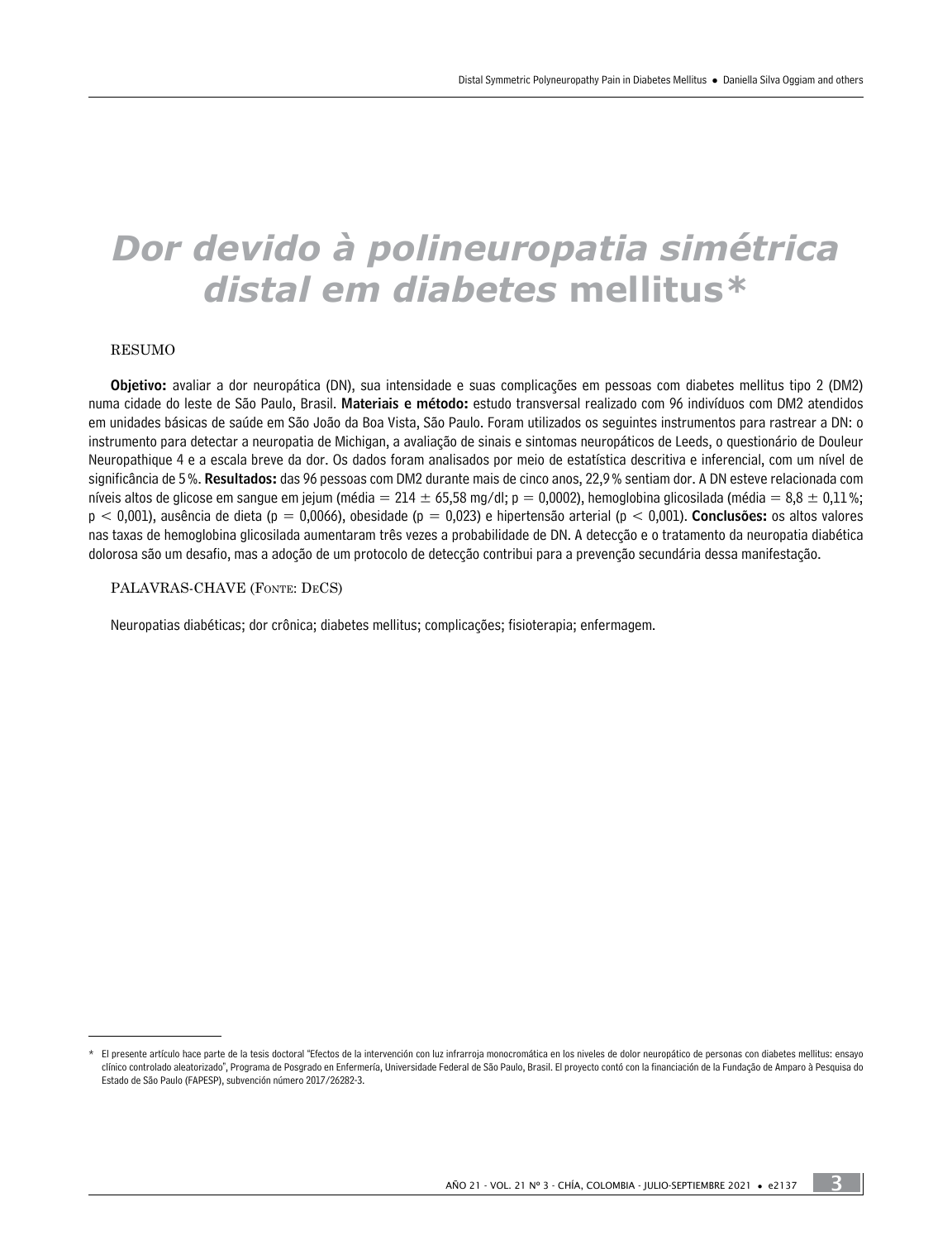# *Dor devido à polineuropatia simétrica distal em diabetes* mellitus*

RESUMO

**Objetivo:** avaliar a dor neuropática (DN), sua intensidade e suas complicações em pessoas com diabetes mellitus tipo 2 (DM2) numa cidade do leste de São Paulo, Brasil. **Materiais e método:** estudo transversal realizado com 96 indivíduos com DM2 atendidos em unidades básicas de saúde em São João da Boa Vista, São Paulo. Foram utilizados os seguintes instrumentos para rastrear a DN: o instrumento para detectar a neuropatia de Michigan, a avaliação de sinais e sintomas neuropáticos de Leeds, o questionário de Douleur Neuropathique 4 e a escala breve da dor. Os dados foram analisados por meio de estatística descritiva e inferencial, com um nível de significância de 5 %. **Resultados:** das 96 pessoas com DM2 durante mais de cinco anos, 22,9 % sentiam dor. A DN esteve relacionada com níveis altos de glicose em sangue em jejum (média = 214 ± 65,58 mg/dl; $p = 0,0002$), hemoglobina glicosilada (média = 8,8 ± 0,11 %; $p < 0,001$), ausência de dieta ($p = 0,0066$), obesidade ($p = 0,023$) e hipertensão arterial ($p < 0,001$). **Conclusões:** os altos valores nas taxas de hemoglobina glicosilada aumentaram três vezes a probabilidade de DN. A detecção e o tratamento da neuropatia diabética dolorosa são um desafio, mas a adoção de um protocolo de detecção contribui para a prevenção secundária dessa manifestação.

PALAVRAS-CHAVE (Fonte: DeCS)

Neuropatias diabéticas; dor crônica; diabetes mellitus; complicações; fisioterapia; enfermagem.

---

* El presente artículo hace parte de la tesis doctoral "Efectos de la intervención con luz infrarroja monocromática en los niveles de dolor neuropático de personas con diabetes mellitus: ensayo clínico controlado aleatorizado", Programa de Posgrado en Enfermería, Universidade Federal de São Paulo, Brasil. El proyecto contó con la financiación de la Fundação de Amparo à Pesquisa do Estado de São Paulo (FAPESP), subvención número 2017/26282-3.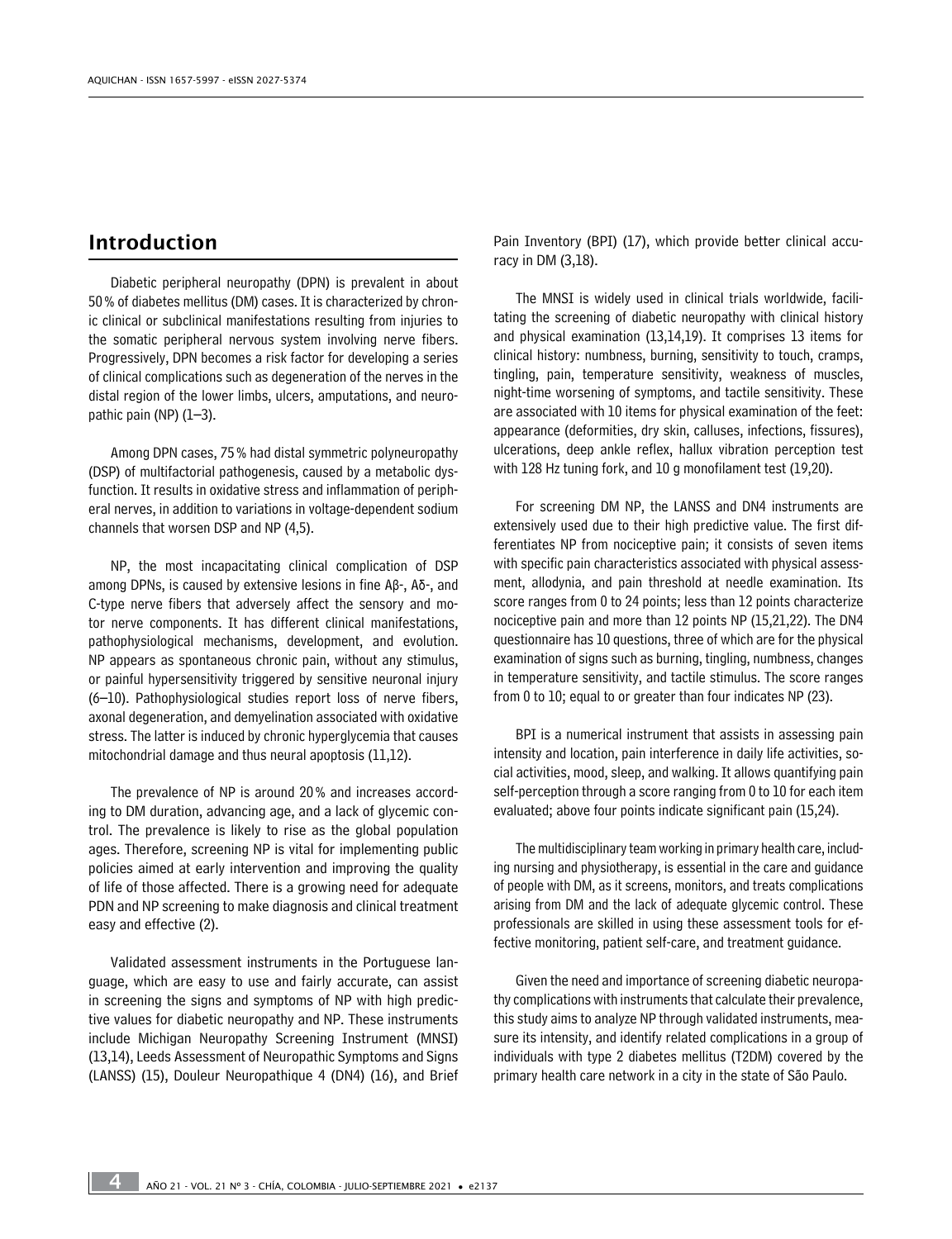## Introduction

Diabetic peripheral neuropathy (DPN) is prevalent in about 50 % of diabetes mellitus (DM) cases. It is characterized by chronic clinical or subclinical manifestations resulting from injuries to the somatic peripheral nervous system involving nerve fibers. Progressively, DPN becomes a risk factor for developing a series of clinical complications such as degeneration of the nerves in the distal region of the lower limbs, ulcers, amputations, and neuropathic pain (NP) (1–3).

Among DPN cases, 75 % had distal symmetric polyneuropathy (DSP) of multifactorial pathogenesis, caused by a metabolic dysfunction. It results in oxidative stress and inflammation of peripheral nerves, in addition to variations in voltage-dependent sodium channels that worsen DSP and NP (4,5).

NP, the most incapacitating clinical complication of DSP among DPNs, is caused by extensive lesions in fine Aβ-, Aδ-, and C-type nerve fibers that adversely affect the sensory and motor nerve components. It has different clinical manifestations, pathophysiological mechanisms, development, and evolution. NP appears as spontaneous chronic pain, without any stimulus, or painful hypersensitivity triggered by sensitive neuronal injury (6–10). Pathophysiological studies report loss of nerve fibers, axonal degeneration, and demyelination associated with oxidative stress. The latter is induced by chronic hyperglycemia that causes mitochondrial damage and thus neural apoptosis (11,12).

The prevalence of NP is around 20 % and increases according to DM duration, advancing age, and a lack of glycemic control. The prevalence is likely to rise as the global population ages. Therefore, screening NP is vital for implementing public policies aimed at early intervention and improving the quality of life of those affected. There is a growing need for adequate PDN and NP screening to make diagnosis and clinical treatment easy and effective (2).

Validated assessment instruments in the Portuguese language, which are easy to use and fairly accurate, can assist in screening the signs and symptoms of NP with high predictive values for diabetic neuropathy and NP. These instruments include Michigan Neuropathy Screening Instrument (MNSI) (13,14), Leeds Assessment of Neuropathic Symptoms and Signs (LANSS) (15), Douleur Neuropathique 4 (DN4) (16), and Brief Pain Inventory (BPI) (17), which provide better clinical accuracy in DM (3,18).

The MNSI is widely used in clinical trials worldwide, facilitating the screening of diabetic neuropathy with clinical history and physical examination (13,14,19). It comprises 13 items for clinical history: numbness, burning, sensitivity to touch, cramps, tingling, pain, temperature sensitivity, weakness of muscles, night-time worsening of symptoms, and tactile sensitivity. These are associated with 10 items for physical examination of the feet: appearance (deformities, dry skin, calluses, infections, fissures), ulcerations, deep ankle reflex, hallux vibration perception test with 128 Hz tuning fork, and 10 g monofilament test (19,20).

For screening DM NP, the LANSS and DN4 instruments are extensively used due to their high predictive value. The first differentiates NP from nociceptive pain; it consists of seven items with specific pain characteristics associated with physical assessment, allodynia, and pain threshold at needle examination. Its score ranges from 0 to 24 points; less than 12 points characterize nociceptive pain and more than 12 points NP (15,21,22). The DN4 questionnaire has 10 questions, three of which are for the physical examination of signs such as burning, tingling, numbness, changes in temperature sensitivity, and tactile stimulus. The score ranges from 0 to 10; equal to or greater than four indicates NP (23).

BPI is a numerical instrument that assists in assessing pain intensity and location, pain interference in daily life activities, social activities, mood, sleep, and walking. It allows quantifying pain self-perception through a score ranging from 0 to 10 for each item evaluated; above four points indicate significant pain (15,24).

The multidisciplinary team working in primary health care, including nursing and physiotherapy, is essential in the care and guidance of people with DM, as it screens, monitors, and treats complications arising from DM and the lack of adequate glycemic control. These professionals are skilled in using these assessment tools for effective monitoring, patient self-care, and treatment guidance.

Given the need and importance of screening diabetic neuropathy complications with instruments that calculate their prevalence, this study aims to analyze NP through validated instruments, measure its intensity, and identify related complications in a group of individuals with type 2 diabetes mellitus (T2DM) covered by the primary health care network in a city in the state of São Paulo.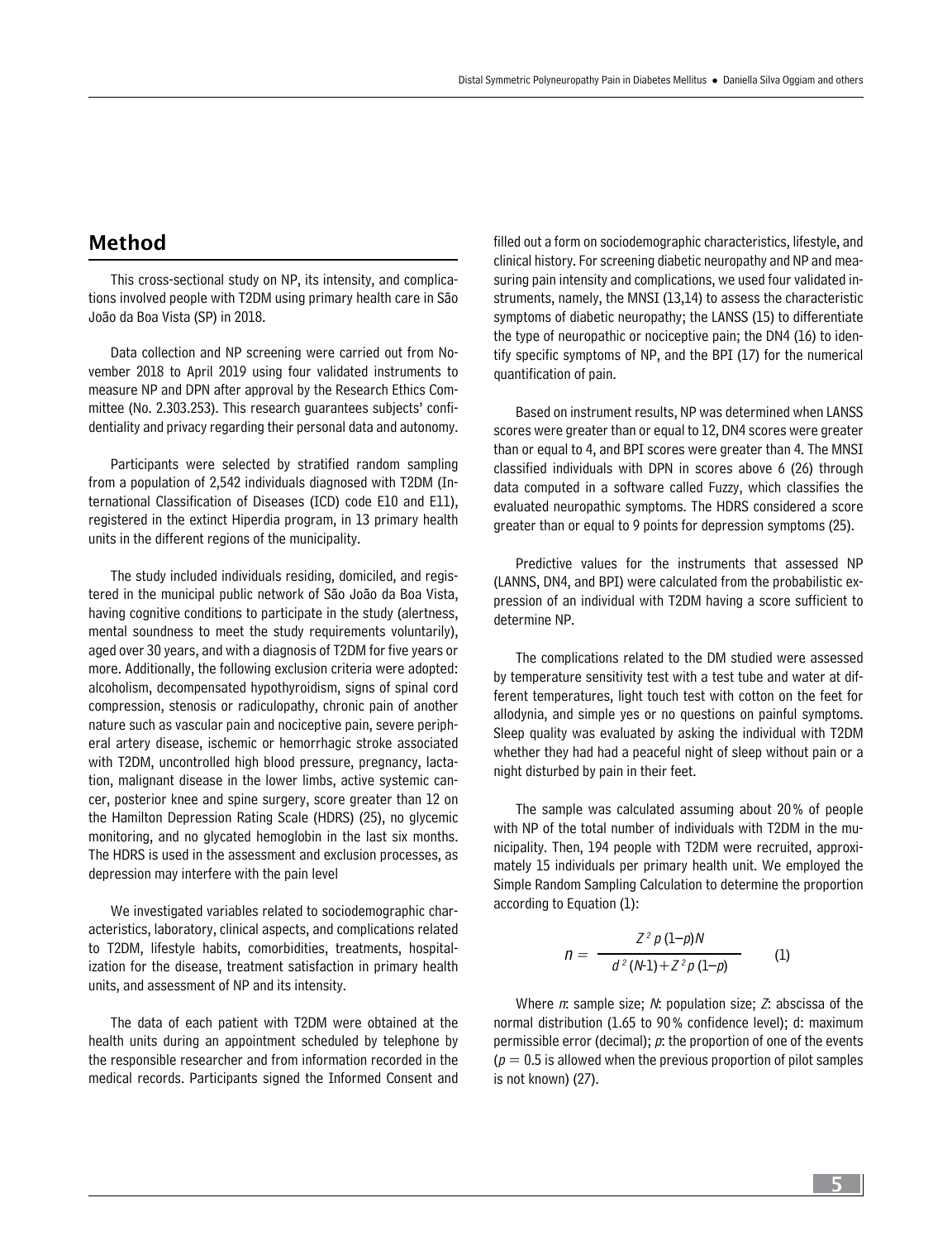## Method

This cross-sectional study on NP, its intensity, and complications involved people with T2DM using primary health care in São João da Boa Vista (SP) in 2018.

Data collection and NP screening were carried out from November 2018 to April 2019 using four validated instruments to measure NP and DPN after approval by the Research Ethics Committee (No. 2.303.253). This research guarantees subjects' confidentiality and privacy regarding their personal data and autonomy.

Participants were selected by stratified random sampling from a population of 2,542 individuals diagnosed with T2DM (International Classification of Diseases (ICD) code E10 and E11), registered in the extinct Hiperdia program, in 13 primary health units in the different regions of the municipality.

The study included individuals residing, domiciled, and registered in the municipal public network of São João da Boa Vista, having cognitive conditions to participate in the study (alertness, mental soundness to meet the study requirements voluntarily), aged over 30 years, and with a diagnosis of T2DM for five years or more. Additionally, the following exclusion criteria were adopted: alcoholism, decompensated hypothyroidism, signs of spinal cord compression, stenosis or radiculopathy, chronic pain of another nature such as vascular pain and nociceptive pain, severe peripheral artery disease, ischemic or hemorrhagic stroke associated with T2DM, uncontrolled high blood pressure, pregnancy, lactation, malignant disease in the lower limbs, active systemic cancer, posterior knee and spine surgery, score greater than 12 on the Hamilton Depression Rating Scale (HDRS) (25), no glycemic monitoring, and no glycated hemoglobin in the last six months. The HDRS is used in the assessment and exclusion processes, as depression may interfere with the pain level

We investigated variables related to sociodemographic characteristics, laboratory, clinical aspects, and complications related to T2DM, lifestyle habits, comorbidities, treatments, hospitalization for the disease, treatment satisfaction in primary health units, and assessment of NP and its intensity.

The data of each patient with T2DM were obtained at the health units during an appointment scheduled by telephone by the responsible researcher and from information recorded in the medical records. Participants signed the Informed Consent and filled out a form on sociodemographic characteristics, lifestyle, and clinical history. For screening diabetic neuropathy and NP and measuring pain intensity and complications, we used four validated instruments, namely, the MNSI (13,14) to assess the characteristic symptoms of diabetic neuropathy; the LANSS (15) to differentiate the type of neuropathic or nociceptive pain; the DN4 (16) to identify specific symptoms of NP, and the BPI (17) for the numerical quantification of pain.

Based on instrument results, NP was determined when LANSS scores were greater than or equal to 12, DN4 scores were greater than or equal to 4, and BPI scores were greater than 4. The MNSI classified individuals with DPN in scores above 6 (26) through data computed in a software called Fuzzy, which classifies the evaluated neuropathic symptoms. The HDRS considered a score greater than or equal to 9 points for depression symptoms (25).

Predictive values for the instruments that assessed NP (LANNS, DN4, and BPI) were calculated from the probabilistic expression of an individual with T2DM having a score sufficient to determine NP.

The complications related to the DM studied were assessed by temperature sensitivity test with a test tube and water at different temperatures, light touch test with cotton on the feet for allodynia, and simple yes or no questions on painful symptoms. Sleep quality was evaluated by asking the individual with T2DM whether they had had a peaceful night of sleep without pain or a night disturbed by pain in their feet.

The sample was calculated assuming about 20% of people with NP of the total number of individuals with T2DM in the municipality. Then, 194 people with T2DM were recruited, approximately 15 individuals per primary health unit. We employed the Simple Random Sampling Calculation to determine the proportion according to Equation (1):

$$n = \frac{Z^2 p(1-p)N}{d^2(N-1) + Z^2 p(1-p)} \qquad (1)$$

Where $n$: sample size; $N$: population size; $Z$: abscissa of the normal distribution (1.65 to 90% confidence level); d: maximum permissible error (decimal); $p$: the proportion of one of the events ($p = 0.5$ is allowed when the previous proportion of pilot samples is not known) (27).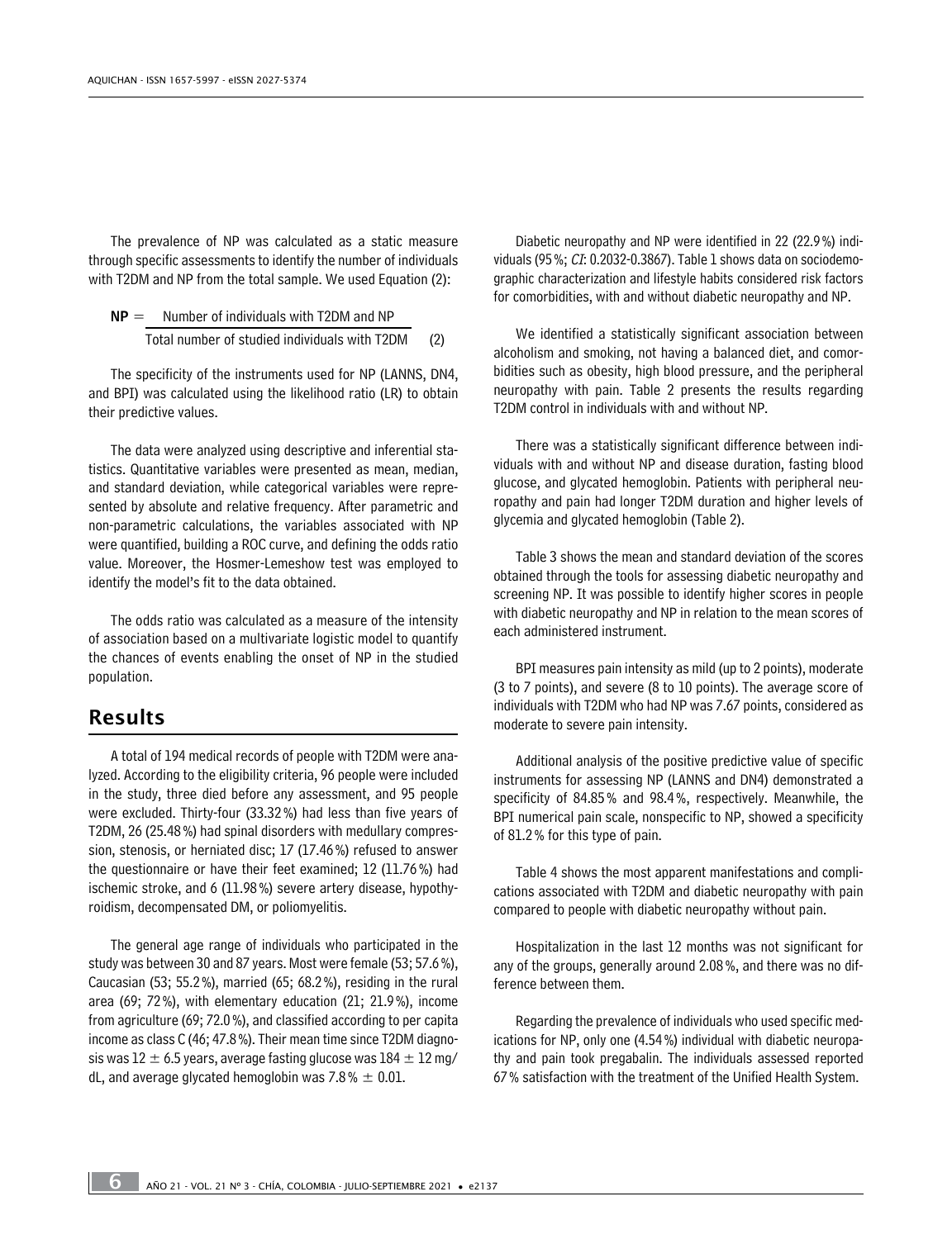The prevalence of NP was calculated as a static measure through specific assessments to identify the number of individuals with T2DM and NP from the total sample. We used Equation (2):

$$\mathbf{NP} = \frac{\text{Number of individuals with T2DM and NP}}{\text{Total number of studied individuals with T2DM}} \quad (2)$$

The specificity of the instruments used for NP (LANNS, DN4, and BPI) was calculated using the likelihood ratio (LR) to obtain their predictive values.

The data were analyzed using descriptive and inferential statistics. Quantitative variables were presented as mean, median, and standard deviation, while categorical variables were represented by absolute and relative frequency. After parametric and non-parametric calculations, the variables associated with NP were quantified, building a ROC curve, and defining the odds ratio value. Moreover, the Hosmer-Lemeshow test was employed to identify the model's fit to the data obtained.

The odds ratio was calculated as a measure of the intensity of association based on a multivariate logistic model to quantify the chances of events enabling the onset of NP in the studied population.

## Results

A total of 194 medical records of people with T2DM were analyzed. According to the eligibility criteria, 96 people were included in the study, three died before any assessment, and 95 people were excluded. Thirty-four (33.32 %) had less than five years of T2DM, 26 (25.48 %) had spinal disorders with medullary compression, stenosis, or herniated disc; 17 (17.46 %) refused to answer the questionnaire or have their feet examined; 12 (11.76 %) had ischemic stroke, and 6 (11.98 %) severe artery disease, hypothyroidism, decompensated DM, or poliomyelitis.

The general age range of individuals who participated in the study was between 30 and 87 years. Most were female (53; 57.6 %), Caucasian (53; 55.2 %), married (65; 68.2 %), residing in the rural area (69; 72 %), with elementary education (21; 21.9 %), income from agriculture (69; 72.0 %), and classified according to per capita income as class C (46; 47.8 %). Their mean time since T2DM diagnosis was $12 \pm 6.5$ years, average fasting glucose was $184 \pm 12$ mg/dL, and average glycated hemoglobin was $7.8\,\% \pm 0.01$.

Diabetic neuropathy and NP were identified in 22 (22.9 %) individuals (95 %; *CI*: 0.2032-0.3867). Table 1 shows data on sociodemographic characterization and lifestyle habits considered risk factors for comorbidities, with and without diabetic neuropathy and NP.

We identified a statistically significant association between alcoholism and smoking, not having a balanced diet, and comorbidities such as obesity, high blood pressure, and the peripheral neuropathy with pain. Table 2 presents the results regarding T2DM control in individuals with and without NP.

There was a statistically significant difference between individuals with and without NP and disease duration, fasting blood glucose, and glycated hemoglobin. Patients with peripheral neuropathy and pain had longer T2DM duration and higher levels of glycemia and glycated hemoglobin (Table 2).

Table 3 shows the mean and standard deviation of the scores obtained through the tools for assessing diabetic neuropathy and screening NP. It was possible to identify higher scores in people with diabetic neuropathy and NP in relation to the mean scores of each administered instrument.

BPI measures pain intensity as mild (up to 2 points), moderate (3 to 7 points), and severe (8 to 10 points). The average score of individuals with T2DM who had NP was 7.67 points, considered as moderate to severe pain intensity.

Additional analysis of the positive predictive value of specific instruments for assessing NP (LANNS and DN4) demonstrated a specificity of 84.85 % and 98.4 %, respectively. Meanwhile, the BPI numerical pain scale, nonspecific to NP, showed a specificity of 81.2 % for this type of pain.

Table 4 shows the most apparent manifestations and complications associated with T2DM and diabetic neuropathy with pain compared to people with diabetic neuropathy without pain.

Hospitalization in the last 12 months was not significant for any of the groups, generally around 2.08 %, and there was no difference between them.

Regarding the prevalence of individuals who used specific medications for NP, only one (4.54 %) individual with diabetic neuropathy and pain took pregabalin. The individuals assessed reported 67 % satisfaction with the treatment of the Unified Health System.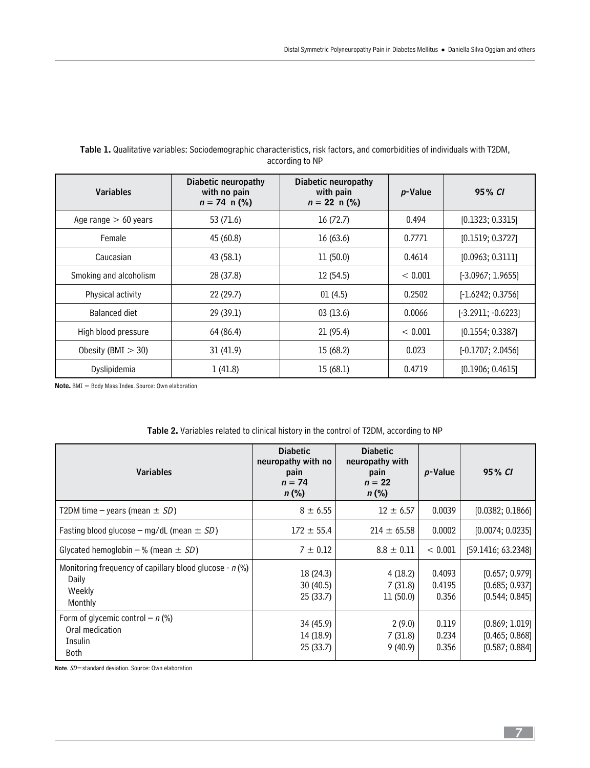**Table 1.** Qualitative variables: Sociodemographic characteristics, risk factors, and comorbidities of individuals with T2DM, according to NP

| Variables | Diabetic neuropathy with no pain $n = 74$ n (%) | Diabetic neuropathy with pain $n = 22$ n (%) | *p*-Value | 95% *CI* |
|---|---|---|---|---|
| Age range > 60 years | 53 (71.6) | 16 (72.7) | 0.494 | [0.1323; 0.3315] |
| Female | 45 (60.8) | 16 (63.6) | 0.7771 | [0.1519; 0.3727] |
| Caucasian | 43 (58.1) | 11 (50.0) | 0.4614 | [0.0963; 0.3111] |
| Smoking and alcoholism | 28 (37.8) | 12 (54.5) | < 0.001 | [-3.0967; 1.9655] |
| Physical activity | 22 (29.7) | 01 (4.5) | 0.2502 | [-1.6242; 0.3756] |
| Balanced diet | 29 (39.1) | 03 (13.6) | 0.0066 | [-3.2911; -0.6223] |
| High blood pressure | 64 (86.4) | 21 (95.4) | < 0.001 | [0.1554; 0.3387] |
| Obesity (BMI > 30) | 31 (41.9) | 15 (68.2) | 0.023 | [-0.1707; 2.0456] |
| Dyslipidemia | 1 (41.8) | 15 (68.1) | 0.4719 | [0.1906; 0.4615] |

**Note.** BMI = Body Mass Index. Source: Own elaboration

**Table 2.** Variables related to clinical history in the control of T2DM, according to NP

| Variables | Diabetic neuropathy with no pain $n = 74$ *n* (%) | Diabetic neuropathy with pain $n = 22$ *n* (%) | *p*-Value | 95% *CI* |
|---|---|---|---|---|
| T2DM time – years (mean ± *SD*) | 8 ± 6.55 | 12 ± 6.57 | 0.0039 | [0.0382; 0.1866] |
| Fasting blood glucose – mg/dL (mean ± *SD*) | 172 ± 55.4 | 214 ± 65.58 | 0.0002 | [0.0074; 0.0235] |
| Glycated hemoglobin – % (mean ± *SD*) | 7 ± 0.12 | 8.8 ± 0.11 | < 0.001 | [59.1416; 63.2348] |
| Monitoring frequency of capillary blood glucose - *n* (%) | | | | |
| Daily | 18 (24.3) | 4 (18.2) | 0.4093 | [0.657; 0.979] |
| Weekly | 30 (40.5) | 7 (31.8) | 0.4195 | [0.685; 0.937] |
| Monthly | 25 (33.7) | 11 (50.0) | 0.356 | [0.544; 0.845] |
| Form of glycemic control – *n* (%) | | | | |
| Oral medication | 34 (45.9) | 2 (9.0) | 0.119 | [0.869; 1.019] |
| Insulin | 14 (18.9) | 7 (31.8) | 0.234 | [0.465; 0.868] |
| Both | 25 (33.7) | 9 (40.9) | 0.356 | [0.587; 0.884] |

**Note.** *SD*=standard deviation. Source: Own elaboration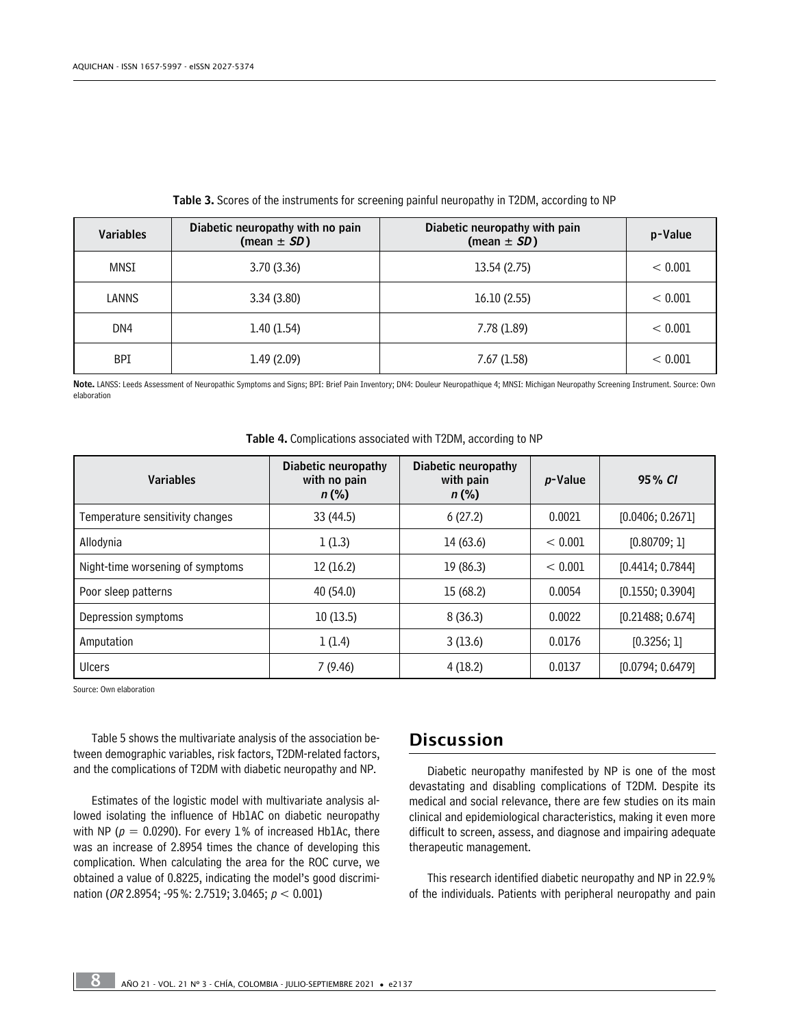**Table 3.** Scores of the instruments for screening painful neuropathy in T2DM, according to NP

| Variables | Diabetic neuropathy with no pain (mean ± *SD*) | Diabetic neuropathy with pain (mean ± *SD*) | p-Value |
|---|---|---|---|
| MNSI | 3.70 (3.36) | 13.54 (2.75) | < 0.001 |
| LANNS | 3.34 (3.80) | 16.10 (2.55) | < 0.001 |
| DN4 | 1.40 (1.54) | 7.78 (1.89) | < 0.001 |
| BPI | 1.49 (2.09) | 7.67 (1.58) | < 0.001 |

**Note.** LANSS: Leeds Assessment of Neuropathic Symptoms and Signs; BPI: Brief Pain Inventory; DN4: Douleur Neuropathique 4; MNSI: Michigan Neuropathy Screening Instrument. Source: Own elaboration

**Table 4.** Complications associated with T2DM, according to NP

| Variables | Diabetic neuropathy with no pain *n* (%) | Diabetic neuropathy with pain *n* (%) | *p*-Value | 95% *CI* |
|---|---|---|---|---|
| Temperature sensitivity changes | 33 (44.5) | 6 (27.2) | 0.0021 | [0.0406; 0.2671] |
| Allodynia | 1 (1.3) | 14 (63.6) | < 0.001 | [0.80709; 1] |
| Night-time worsening of symptoms | 12 (16.2) | 19 (86.3) | < 0.001 | [0.4414; 0.7844] |
| Poor sleep patterns | 40 (54.0) | 15 (68.2) | 0.0054 | [0.1550; 0.3904] |
| Depression symptoms | 10 (13.5) | 8 (36.3) | 0.0022 | [0.21488; 0.674] |
| Amputation | 1 (1.4) | 3 (13.6) | 0.0176 | [0.3256; 1] |
| Ulcers | 7 (9.46) | 4 (18.2) | 0.0137 | [0.0794; 0.6479] |

Source: Own elaboration

Table 5 shows the multivariate analysis of the association between demographic variables, risk factors, T2DM-related factors, and the complications of T2DM with diabetic neuropathy and NP.

Estimates of the logistic model with multivariate analysis allowed isolating the influence of Hb1AC on diabetic neuropathy with NP ($p = 0.0290$). For every 1% of increased Hb1Ac, there was an increase of 2.8954 times the chance of developing this complication. When calculating the area for the ROC curve, we obtained a value of 0.8225, indicating the model's good discrimination (*OR* 2.8954; -95%: 2.7519; 3.0465; $p < 0.001$)

## Discussion

Diabetic neuropathy manifested by NP is one of the most devastating and disabling complications of T2DM. Despite its medical and social relevance, there are few studies on its main clinical and epidemiological characteristics, making it even more difficult to screen, assess, and diagnose and impairing adequate therapeutic management.

This research identified diabetic neuropathy and NP in 22.9% of the individuals. Patients with peripheral neuropathy and pain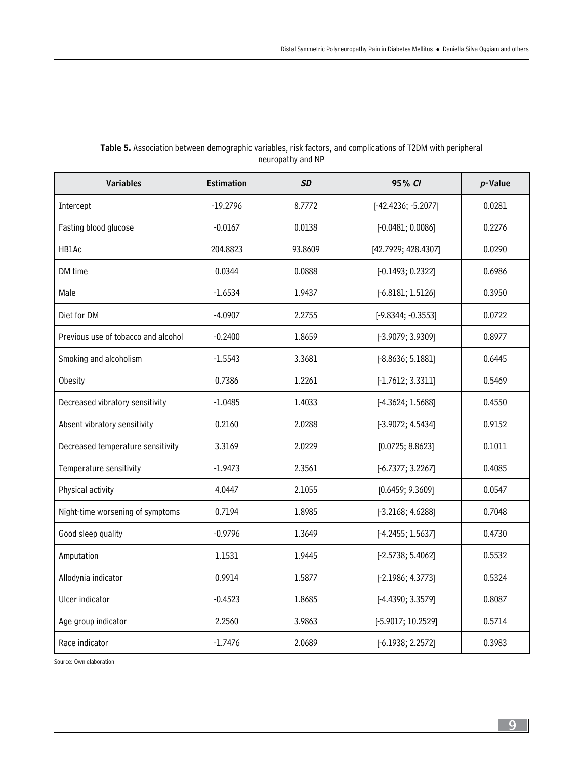**Table 5.** Association between demographic variables, risk factors, and complications of T2DM with peripheral neuropathy and NP

| Variables | Estimation | *SD* | 95% *CI* | *p*-Value |
|---|---|---|---|---|
| Intercept | -19.2796 | 8.7772 | [-42.4236; -5.2077] | 0.0281 |
| Fasting blood glucose | -0.0167 | 0.0138 | [-0.0481; 0.0086] | 0.2276 |
| HB1Ac | 204.8823 | 93.8609 | [42.7929; 428.4307] | 0.0290 |
| DM time | 0.0344 | 0.0888 | [-0.1493; 0.2322] | 0.6986 |
| Male | -1.6534 | 1.9437 | [-6.8181; 1.5126] | 0.3950 |
| Diet for DM | -4.0907 | 2.2755 | [-9.8344; -0.3553] | 0.0722 |
| Previous use of tobacco and alcohol | -0.2400 | 1.8659 | [-3.9079; 3.9309] | 0.8977 |
| Smoking and alcoholism | -1.5543 | 3.3681 | [-8.8636; 5.1881] | 0.6445 |
| Obesity | 0.7386 | 1.2261 | [-1.7612; 3.3311] | 0.5469 |
| Decreased vibratory sensitivity | -1.0485 | 1.4033 | [-4.3624; 1.5688] | 0.4550 |
| Absent vibratory sensitivity | 0.2160 | 2.0288 | [-3.9072; 4.5434] | 0.9152 |
| Decreased temperature sensitivity | 3.3169 | 2.0229 | [0.0725; 8.8623] | 0.1011 |
| Temperature sensitivity | -1.9473 | 2.3561 | [-6.7377; 3.2267] | 0.4085 |
| Physical activity | 4.0447 | 2.1055 | [0.6459; 9.3609] | 0.0547 |
| Night-time worsening of symptoms | 0.7194 | 1.8985 | [-3.2168; 4.6288] | 0.7048 |
| Good sleep quality | -0.9796 | 1.3649 | [-4.2455; 1.5637] | 0.4730 |
| Amputation | 1.1531 | 1.9445 | [-2.5738; 5.4062] | 0.5532 |
| Allodynia indicator | 0.9914 | 1.5877 | [-2.1986; 4.3773] | 0.5324 |
| Ulcer indicator | -0.4523 | 1.8685 | [-4.4390; 3.3579] | 0.8087 |
| Age group indicator | 2.2560 | 3.9863 | [-5.9017; 10.2529] | 0.5714 |
| Race indicator | -1.7476 | 2.0689 | [-6.1938; 2.2572] | 0.3983 |

Source: Own elaboration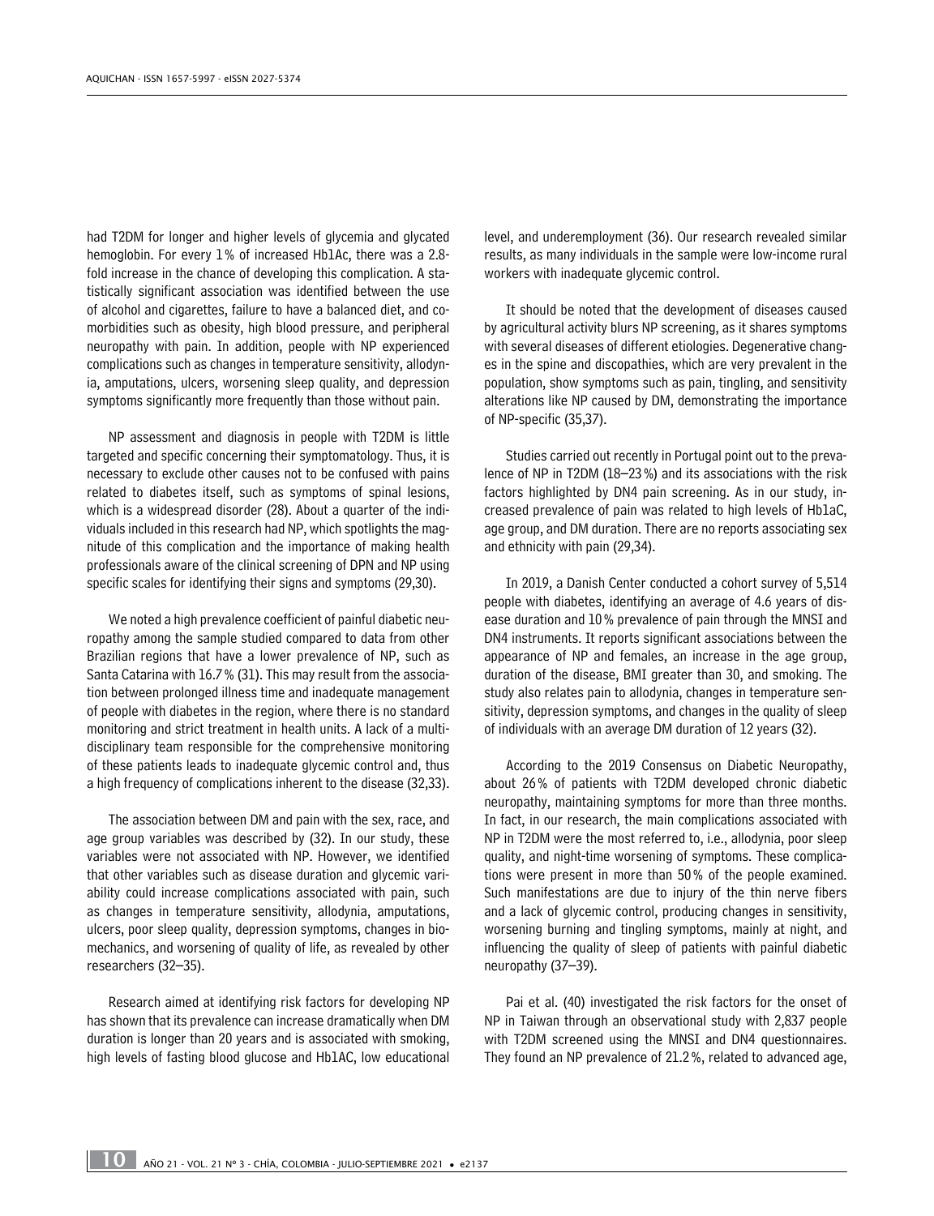had T2DM for longer and higher levels of glycemia and glycated hemoglobin. For every 1 % of increased Hb1Ac, there was a 2.8-fold increase in the chance of developing this complication. A statistically significant association was identified between the use of alcohol and cigarettes, failure to have a balanced diet, and comorbidities such as obesity, high blood pressure, and peripheral neuropathy with pain. In addition, people with NP experienced complications such as changes in temperature sensitivity, allodynia, amputations, ulcers, worsening sleep quality, and depression symptoms significantly more frequently than those without pain.

NP assessment and diagnosis in people with T2DM is little targeted and specific concerning their symptomatology. Thus, it is necessary to exclude other causes not to be confused with pains related to diabetes itself, such as symptoms of spinal lesions, which is a widespread disorder (28). About a quarter of the individuals included in this research had NP, which spotlights the magnitude of this complication and the importance of making health professionals aware of the clinical screening of DPN and NP using specific scales for identifying their signs and symptoms (29,30).

We noted a high prevalence coefficient of painful diabetic neuropathy among the sample studied compared to data from other Brazilian regions that have a lower prevalence of NP, such as Santa Catarina with 16.7 % (31). This may result from the association between prolonged illness time and inadequate management of people with diabetes in the region, where there is no standard monitoring and strict treatment in health units. A lack of a multidisciplinary team responsible for the comprehensive monitoring of these patients leads to inadequate glycemic control and, thus a high frequency of complications inherent to the disease (32,33).

The association between DM and pain with the sex, race, and age group variables was described by (32). In our study, these variables were not associated with NP. However, we identified that other variables such as disease duration and glycemic variability could increase complications associated with pain, such as changes in temperature sensitivity, allodynia, amputations, ulcers, poor sleep quality, depression symptoms, changes in biomechanics, and worsening of quality of life, as revealed by other researchers (32–35).

Research aimed at identifying risk factors for developing NP has shown that its prevalence can increase dramatically when DM duration is longer than 20 years and is associated with smoking, high levels of fasting blood glucose and Hb1AC, low educational level, and underemployment (36). Our research revealed similar results, as many individuals in the sample were low-income rural workers with inadequate glycemic control.

It should be noted that the development of diseases caused by agricultural activity blurs NP screening, as it shares symptoms with several diseases of different etiologies. Degenerative changes in the spine and discopathies, which are very prevalent in the population, show symptoms such as pain, tingling, and sensitivity alterations like NP caused by DM, demonstrating the importance of NP-specific (35,37).

Studies carried out recently in Portugal point out to the prevalence of NP in T2DM (18–23 %) and its associations with the risk factors highlighted by DN4 pain screening. As in our study, increased prevalence of pain was related to high levels of Hb1aC, age group, and DM duration. There are no reports associating sex and ethnicity with pain (29,34).

In 2019, a Danish Center conducted a cohort survey of 5,514 people with diabetes, identifying an average of 4.6 years of disease duration and 10 % prevalence of pain through the MNSI and DN4 instruments. It reports significant associations between the appearance of NP and females, an increase in the age group, duration of the disease, BMI greater than 30, and smoking. The study also relates pain to allodynia, changes in temperature sensitivity, depression symptoms, and changes in the quality of sleep of individuals with an average DM duration of 12 years (32).

According to the 2019 Consensus on Diabetic Neuropathy, about 26 % of patients with T2DM developed chronic diabetic neuropathy, maintaining symptoms for more than three months. In fact, in our research, the main complications associated with NP in T2DM were the most referred to, i.e., allodynia, poor sleep quality, and night-time worsening of symptoms. These complications were present in more than 50 % of the people examined. Such manifestations are due to injury of the thin nerve fibers and a lack of glycemic control, producing changes in sensitivity, worsening burning and tingling symptoms, mainly at night, and influencing the quality of sleep of patients with painful diabetic neuropathy (37–39).

Pai et al. (40) investigated the risk factors for the onset of NP in Taiwan through an observational study with 2,837 people with T2DM screened using the MNSI and DN4 questionnaires. They found an NP prevalence of 21.2 %, related to advanced age,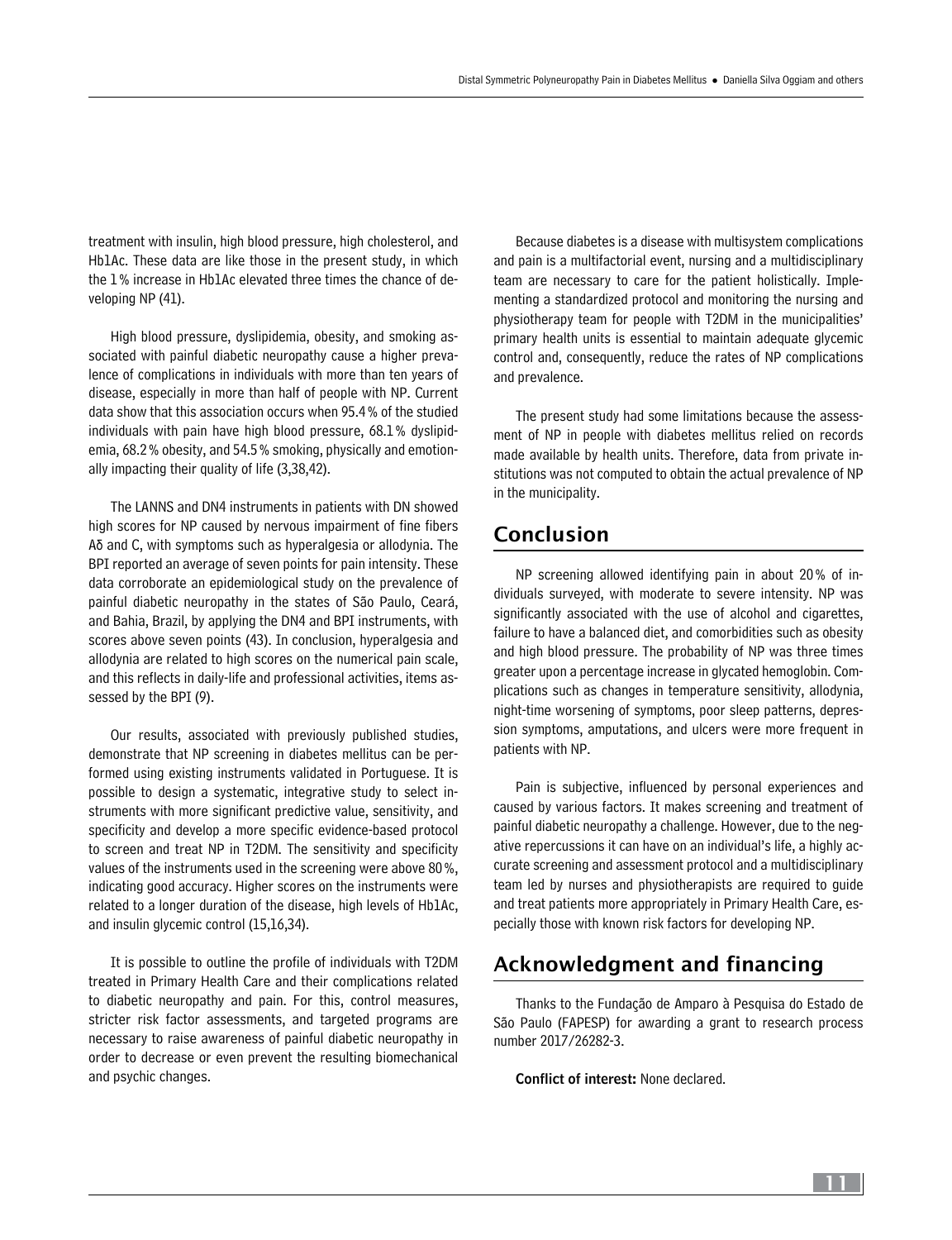treatment with insulin, high blood pressure, high cholesterol, and HbIAc. These data are like those in the present study, in which the 1 % increase in HbIAc elevated three times the chance of developing NP (41).

High blood pressure, dyslipidemia, obesity, and smoking associated with painful diabetic neuropathy cause a higher prevalence of complications in individuals with more than ten years of disease, especially in more than half of people with NP. Current data show that this association occurs when 95.4 % of the studied individuals with pain have high blood pressure, 68.1 % dyslipidemia, 68.2 % obesity, and 54.5 % smoking, physically and emotionally impacting their quality of life (3,38,42).

The LANNS and DN4 instruments in patients with DN showed high scores for NP caused by nervous impairment of fine fibers Aδ and C, with symptoms such as hyperalgesia or allodynia. The BPI reported an average of seven points for pain intensity. These data corroborate an epidemiological study on the prevalence of painful diabetic neuropathy in the states of São Paulo, Ceará, and Bahia, Brazil, by applying the DN4 and BPI instruments, with scores above seven points (43). In conclusion, hyperalgesia and allodynia are related to high scores on the numerical pain scale, and this reflects in daily-life and professional activities, items assessed by the BPI (9).

Our results, associated with previously published studies, demonstrate that NP screening in diabetes mellitus can be performed using existing instruments validated in Portuguese. It is possible to design a systematic, integrative study to select instruments with more significant predictive value, sensitivity, and specificity and develop a more specific evidence-based protocol to screen and treat NP in T2DM. The sensitivity and specificity values of the instruments used in the screening were above 80 %, indicating good accuracy. Higher scores on the instruments were related to a longer duration of the disease, high levels of HbIAc, and insulin glycemic control (15,16,34).

It is possible to outline the profile of individuals with T2DM treated in Primary Health Care and their complications related to diabetic neuropathy and pain. For this, control measures, stricter risk factor assessments, and targeted programs are necessary to raise awareness of painful diabetic neuropathy in order to decrease or even prevent the resulting biomechanical and psychic changes.

Because diabetes is a disease with multisystem complications and pain is a multifactorial event, nursing and a multidisciplinary team are necessary to care for the patient holistically. Implementing a standardized protocol and monitoring the nursing and physiotherapy team for people with T2DM in the municipalities' primary health units is essential to maintain adequate glycemic control and, consequently, reduce the rates of NP complications and prevalence.

The present study had some limitations because the assessment of NP in people with diabetes mellitus relied on records made available by health units. Therefore, data from private institutions was not computed to obtain the actual prevalence of NP in the municipality.

## Conclusion

NP screening allowed identifying pain in about 20 % of individuals surveyed, with moderate to severe intensity. NP was significantly associated with the use of alcohol and cigarettes, failure to have a balanced diet, and comorbidities such as obesity and high blood pressure. The probability of NP was three times greater upon a percentage increase in glycated hemoglobin. Complications such as changes in temperature sensitivity, allodynia, night-time worsening of symptoms, poor sleep patterns, depression symptoms, amputations, and ulcers were more frequent in patients with NP.

Pain is subjective, influenced by personal experiences and caused by various factors. It makes screening and treatment of painful diabetic neuropathy a challenge. However, due to the negative repercussions it can have on an individual's life, a highly accurate screening and assessment protocol and a multidisciplinary team led by nurses and physiotherapists are required to guide and treat patients more appropriately in Primary Health Care, especially those with known risk factors for developing NP.

## Acknowledgment and financing

Thanks to the Fundação de Amparo à Pesquisa do Estado de São Paulo (FAPESP) for awarding a grant to research process number 2017/26282-3.

**Conflict of interest:** None declared.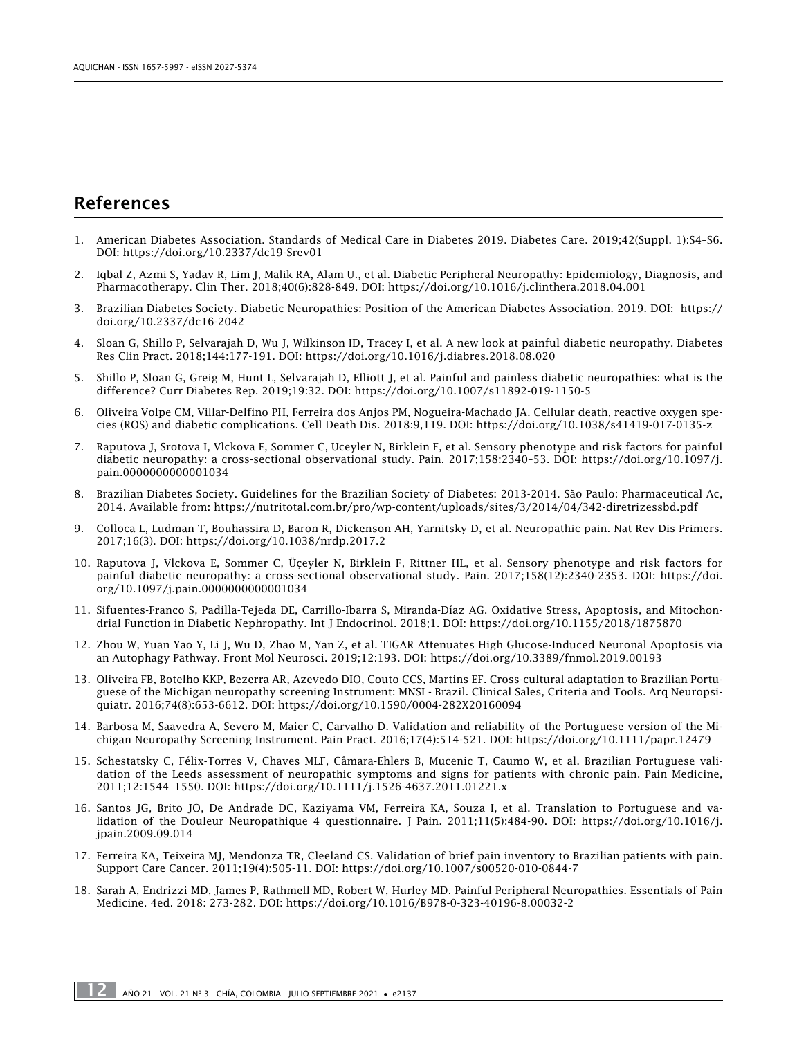## References

1. American Diabetes Association. Standards of Medical Care in Diabetes 2019. Diabetes Care. 2019;42(Suppl. 1):S4–S6. DOI: https://doi.org/10.2337/dc19-Srev01

2. Iqbal Z, Azmi S, Yadav R, Lim J, Malik RA, Alam U., et al. Diabetic Peripheral Neuropathy: Epidemiology, Diagnosis, and Pharmacotherapy. Clin Ther. 2018;40(6):828-849. DOI: https://doi.org/10.1016/j.clinthera.2018.04.001

3. Brazilian Diabetes Society. Diabetic Neuropathies: Position of the American Diabetes Association. 2019. DOI: https://doi.org/10.2337/dc16-2042

4. Sloan G, Shillo P, Selvarajah D, Wu J, Wilkinson ID, Tracey I, et al. A new look at painful diabetic neuropathy. Diabetes Res Clin Pract. 2018;144:177-191. DOI: https://doi.org/10.1016/j.diabres.2018.08.020

5. Shillo P, Sloan G, Greig M, Hunt L, Selvarajah D, Elliott J, et al. Painful and painless diabetic neuropathies: what is the difference? Curr Diabetes Rep. 2019;19:32. DOI: https://doi.org/10.1007/s11892-019-1150-5

6. Oliveira Volpe CM, Villar-Delfino PH, Ferreira dos Anjos PM, Nogueira-Machado JA. Cellular death, reactive oxygen species (ROS) and diabetic complications. Cell Death Dis. 2018:9,119. DOI: https://doi.org/10.1038/s41419-017-0135-z

7. Raputova J, Srotova I, Vlckova E, Sommer C, Uceyler N, Birklein F, et al. Sensory phenotype and risk factors for painful diabetic neuropathy: a cross-sectional observational study. Pain. 2017;158:2340–53. DOI: https://doi.org/10.1097/j.pain.0000000000001034

8. Brazilian Diabetes Society. Guidelines for the Brazilian Society of Diabetes: 2013-2014. São Paulo: Pharmaceutical Ac, 2014. Available from: https://nutritotal.com.br/pro/wp-content/uploads/sites/3/2014/04/342-diretrizessbd.pdf

9. Colloca L, Ludman T, Bouhassira D, Baron R, Dickenson AH, Yarnitsky D, et al. Neuropathic pain. Nat Rev Dis Primers. 2017;16(3). DOI: https://doi.org/10.1038/nrdp.2017.2

10. Raputova J, Vlckova E, Sommer C, Üçeyler N, Birklein F, Rittner HL, et al. Sensory phenotype and risk factors for painful diabetic neuropathy: a cross-sectional observational study. Pain. 2017;158(12):2340-2353. DOI: https://doi.org/10.1097/j.pain.0000000000001034

11. Sifuentes-Franco S, Padilla-Tejeda DE, Carrillo-Ibarra S, Miranda-Díaz AG. Oxidative Stress, Apoptosis, and Mitochondrial Function in Diabetic Nephropathy. Int J Endocrinol. 2018;1. DOI: https://doi.org/10.1155/2018/1875870

12. Zhou W, Yuan Yao Y, Li J, Wu D, Zhao M, Yan Z, et al. TIGAR Attenuates High Glucose-Induced Neuronal Apoptosis via an Autophagy Pathway. Front Mol Neurosci. 2019;12:193. DOI: https://doi.org/10.3389/fnmol.2019.00193

13. Oliveira FB, Botelho KKP, Bezerra AR, Azevedo DIO, Couto CCS, Martins EF. Cross-cultural adaptation to Brazilian Portuguese of the Michigan neuropathy screening Instrument: MNSI - Brazil. Clinical Sales, Criteria and Tools. Arq Neuropsiquiatr. 2016;74(8):653-6612. DOI: https://doi.org/10.1590/0004-282X20160094

14. Barbosa M, Saavedra A, Severo M, Maier C, Carvalho D. Validation and reliability of the Portuguese version of the Michigan Neuropathy Screening Instrument. Pain Pract. 2016;17(4):514-521. DOI: https://doi.org/10.1111/papr.12479

15. Schestatsky C, Félix-Torres V, Chaves MLF, Câmara-Ehlers B, Mucenic T, Caumo W, et al. Brazilian Portuguese validation of the Leeds assessment of neuropathic symptoms and signs for patients with chronic pain. Pain Medicine, 2011;12:1544–1550. DOI: https://doi.org/10.1111/j.1526-4637.2011.01221.x

16. Santos JG, Brito JO, De Andrade DC, Kaziyama VM, Ferreira KA, Souza I, et al. Translation to Portuguese and validation of the Douleur Neuropathique 4 questionnaire. J Pain. 2011;11(5):484-90. DOI: https://doi.org/10.1016/j.jpain.2009.09.014

17. Ferreira KA, Teixeira MJ, Mendonza TR, Cleeland CS. Validation of brief pain inventory to Brazilian patients with pain. Support Care Cancer. 2011;19(4):505-11. DOI: https://doi.org/10.1007/s00520-010-0844-7

18. Sarah A, Endrizzi MD, James P, Rathmell MD, Robert W, Hurley MD. Painful Peripheral Neuropathies. Essentials of Pain Medicine. 4ed. 2018: 273-282. DOI: https://doi.org/10.1016/B978-0-323-40196-8.00032-2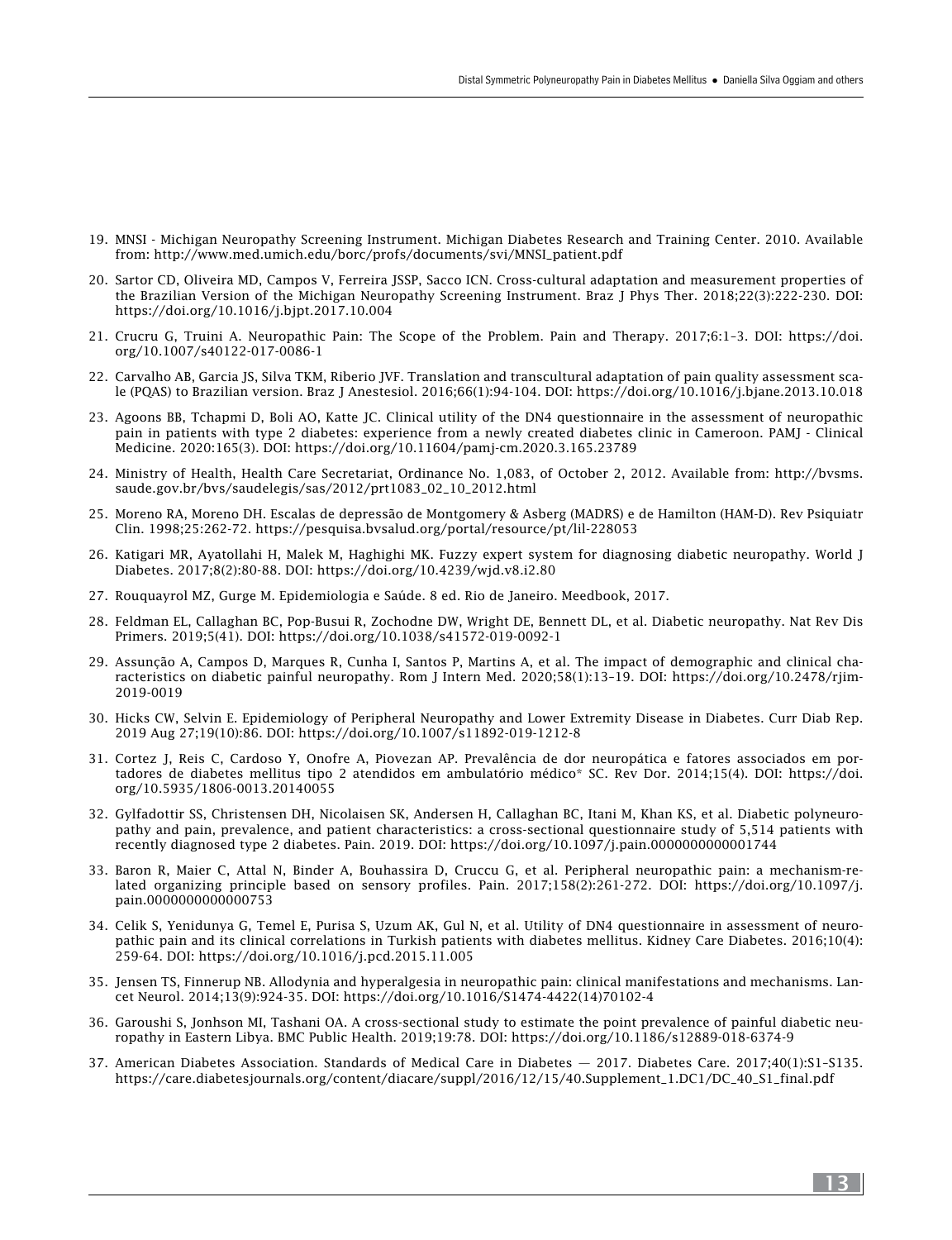19. MNSI - Michigan Neuropathy Screening Instrument. Michigan Diabetes Research and Training Center. 2010. Available from: http://www.med.umich.edu/borc/profs/documents/svi/MNSI_patient.pdf

20. Sartor CD, Oliveira MD, Campos V, Ferreira JSSP, Sacco ICN. Cross-cultural adaptation and measurement properties of the Brazilian Version of the Michigan Neuropathy Screening Instrument. Braz J Phys Ther. 2018;22(3):222-230. DOI: https://doi.org/10.1016/j.bjpt.2017.10.004

21. Crucru G, Truini A. Neuropathic Pain: The Scope of the Problem. Pain and Therapy. 2017;6:1–3. DOI: https://doi.org/10.1007/s40122-017-0086-1

22. Carvalho AB, Garcia JS, Silva TKM, Riberio JVF. Translation and transcultural adaptation of pain quality assessment scale (PQAS) to Brazilian version. Braz J Anestesiol. 2016;66(1):94-104. DOI: https://doi.org/10.1016/j.bjane.2013.10.018

23. Agoons BB, Tchapmi D, Boli AO, Katte JC. Clinical utility of the DN4 questionnaire in the assessment of neuropathic pain in patients with type 2 diabetes: experience from a newly created diabetes clinic in Cameroon. PAMJ - Clinical Medicine. 2020:165(3). DOI: https://doi.org/10.11604/pamj-cm.2020.3.165.23789

24. Ministry of Health, Health Care Secretariat, Ordinance No. 1,083, of October 2, 2012. Available from: http://bvsms.saude.gov.br/bvs/saudelegis/sas/2012/prt1083_02_10_2012.html

25. Moreno RA, Moreno DH. Escalas de depressão de Montgomery & Asberg (MADRS) e de Hamilton (HAM-D). Rev Psiquiatr Clin. 1998;25:262-72. https://pesquisa.bvsalud.org/portal/resource/pt/lil-228053

26. Katigari MR, Ayatollahi H, Malek M, Haghighi MK. Fuzzy expert system for diagnosing diabetic neuropathy. World J Diabetes. 2017;8(2):80-88. DOI: https://doi.org/10.4239/wjd.v8.i2.80

27. Rouquayrol MZ, Gurge M. Epidemiologia e Saúde. 8 ed. Rio de Janeiro. Meedbook, 2017.

28. Feldman EL, Callaghan BC, Pop-Busui R, Zochodne DW, Wright DE, Bennett DL, et al. Diabetic neuropathy. Nat Rev Dis Primers. 2019;5(41). DOI: https://doi.org/10.1038/s41572-019-0092-1

29. Assunção A, Campos D, Marques R, Cunha I, Santos P, Martins A, et al. The impact of demographic and clinical characteristics on diabetic painful neuropathy. Rom J Intern Med. 2020;58(1):13–19. DOI: https://doi.org/10.2478/rjim-2019-0019

30. Hicks CW, Selvin E. Epidemiology of Peripheral Neuropathy and Lower Extremity Disease in Diabetes. Curr Diab Rep. 2019 Aug 27;19(10):86. DOI: https://doi.org/10.1007/s11892-019-1212-8

31. Cortez J, Reis C, Cardoso Y, Onofre A, Piovezan AP. Prevalência de dor neuropática e fatores associados em portadores de diabetes mellitus tipo 2 atendidos em ambulatório médico* SC. Rev Dor. 2014;15(4). DOI: https://doi.org/10.5935/1806-0013.20140055

32. Gylfadottir SS, Christensen DH, Nicolaisen SK, Andersen H, Callaghan BC, Itani M, Khan KS, et al. Diabetic polyneuropathy and pain, prevalence, and patient characteristics: a cross-sectional questionnaire study of 5,514 patients with recently diagnosed type 2 diabetes. Pain. 2019. DOI: https://doi.org/10.1097/j.pain.0000000000001744

33. Baron R, Maier C, Attal N, Binder A, Bouhassira D, Cruccu G, et al. Peripheral neuropathic pain: a mechanism-related organizing principle based on sensory profiles. Pain. 2017;158(2):261-272. DOI: https://doi.org/10.1097/j.pain.0000000000000753

34. Celik S, Yenidunya G, Temel E, Purisa S, Uzum AK, Gul N, et al. Utility of DN4 questionnaire in assessment of neuropathic pain and its clinical correlations in Turkish patients with diabetes mellitus. Kidney Care Diabetes. 2016;10(4): 259-64. DOI: https://doi.org/10.1016/j.pcd.2015.11.005

35. Jensen TS, Finnerup NB. Allodynia and hyperalgesia in neuropathic pain: clinical manifestations and mechanisms. Lancet Neurol. 2014;13(9):924-35. DOI: https://doi.org/10.1016/S1474-4422(14)70102-4

36. Garoushi S, Jonhson MI, Tashani OA. A cross-sectional study to estimate the point prevalence of painful diabetic neuropathy in Eastern Libya. BMC Public Health. 2019;19:78. DOI: https://doi.org/10.1186/s12889-018-6374-9

37. American Diabetes Association. Standards of Medical Care in Diabetes — 2017. Diabetes Care. 2017;40(1):S1–S135. https://care.diabetesjournals.org/content/diacare/suppl/2016/12/15/40.Supplement_1.DC1/DC_40_S1_final.pdf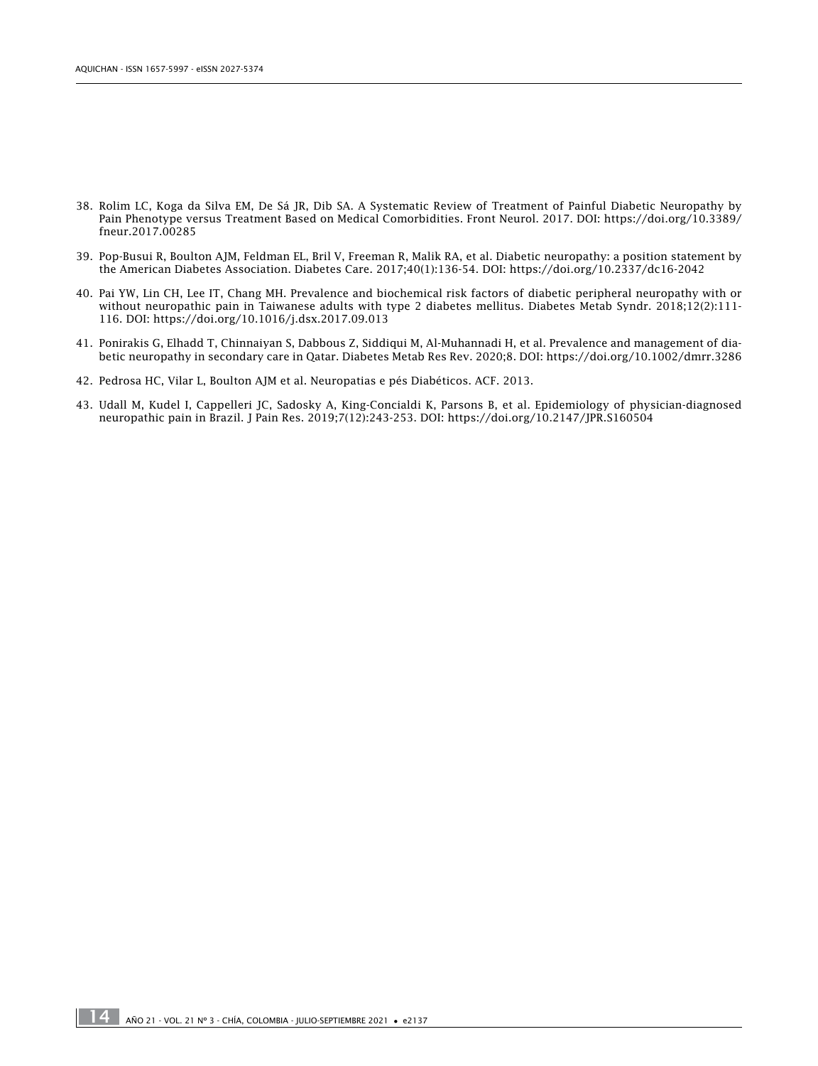38. Rolim LC, Koga da Silva EM, De Sá JR, Dib SA. A Systematic Review of Treatment of Painful Diabetic Neuropathy by Pain Phenotype versus Treatment Based on Medical Comorbidities. Front Neurol. 2017. DOI: https://doi.org/10.3389/fneur.2017.00285

39. Pop-Busui R, Boulton AJM, Feldman EL, Bril V, Freeman R, Malik RA, et al. Diabetic neuropathy: a position statement by the American Diabetes Association. Diabetes Care. 2017;40(1):136-54. DOI: https://doi.org/10.2337/dc16-2042

40. Pai YW, Lin CH, Lee IT, Chang MH. Prevalence and biochemical risk factors of diabetic peripheral neuropathy with or without neuropathic pain in Taiwanese adults with type 2 diabetes mellitus. Diabetes Metab Syndr. 2018;12(2):111-116. DOI: https://doi.org/10.1016/j.dsx.2017.09.013

41. Ponirakis G, Elhadd T, Chinnaiyan S, Dabbous Z, Siddiqui M, Al-Muhannadi H, et al. Prevalence and management of diabetic neuropathy in secondary care in Qatar. Diabetes Metab Res Rev. 2020;8. DOI: https://doi.org/10.1002/dmrr.3286

42. Pedrosa HC, Vilar L, Boulton AJM et al. Neuropatias e pés Diabéticos. ACF. 2013.

43. Udall M, Kudel I, Cappelleri JC, Sadosky A, King-Concialdi K, Parsons B, et al. Epidemiology of physician-diagnosed neuropathic pain in Brazil. J Pain Res. 2019;7(12):243-253. DOI: https://doi.org/10.2147/JPR.S160504